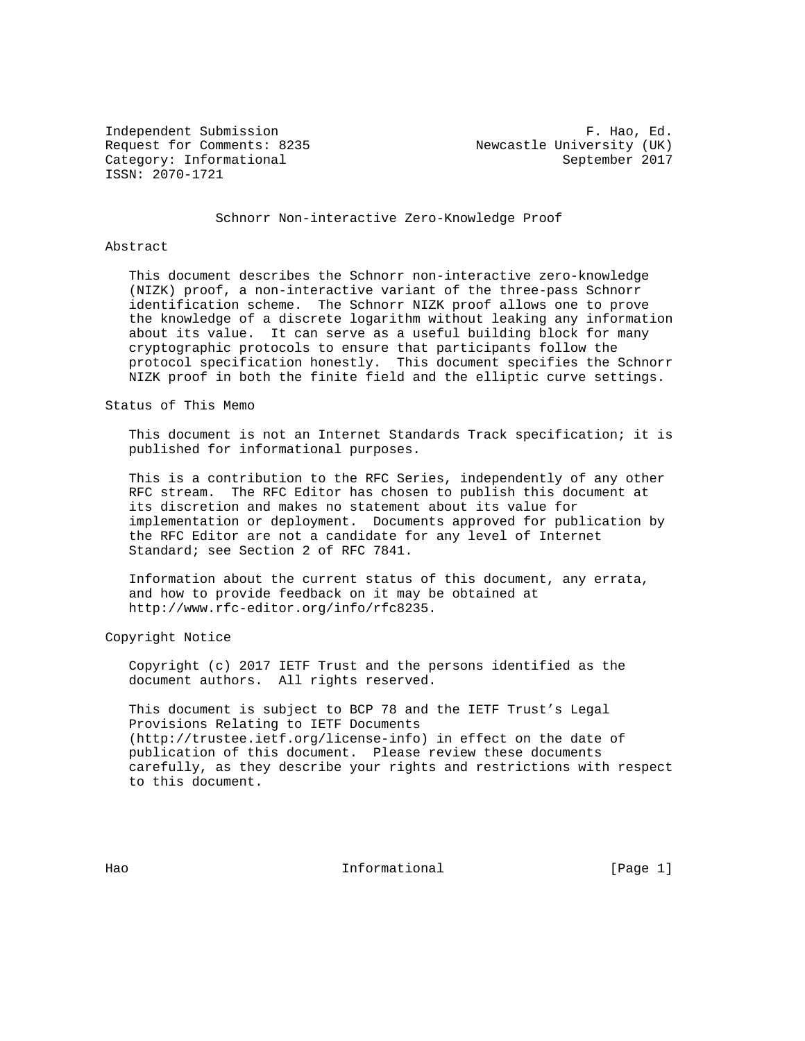Independent Submission F. Hao, Ed.
Request for Comments: 8235 Newcastle University (UK)
Category: Informational September 2017
ISSN: 2070-1721

# Schnorr Non-interactive Zero-Knowledge Proof

## Abstract

This document describes the Schnorr non-interactive zero-knowledge (NIZK) proof, a non-interactive variant of the three-pass Schnorr identification scheme. The Schnorr NIZK proof allows one to prove the knowledge of a discrete logarithm without leaking any information about its value. It can serve as a useful building block for many cryptographic protocols to ensure that participants follow the protocol specification honestly. This document specifies the Schnorr NIZK proof in both the finite field and the elliptic curve settings.

## Status of This Memo

This document is not an Internet Standards Track specification; it is published for informational purposes.

This is a contribution to the RFC Series, independently of any other RFC stream. The RFC Editor has chosen to publish this document at its discretion and makes no statement about its value for implementation or deployment. Documents approved for publication by the RFC Editor are not a candidate for any level of Internet Standard; see Section 2 of RFC 7841.

Information about the current status of this document, any errata, and how to provide feedback on it may be obtained at http://www.rfc-editor.org/info/rfc8235.

## Copyright Notice

Copyright (c) 2017 IETF Trust and the persons identified as the document authors. All rights reserved.

This document is subject to BCP 78 and the IETF Trust's Legal Provisions Relating to IETF Documents (http://trustee.ietf.org/license-info) in effect on the date of publication of this document. Please review these documents carefully, as they describe your rights and restrictions with respect to this document.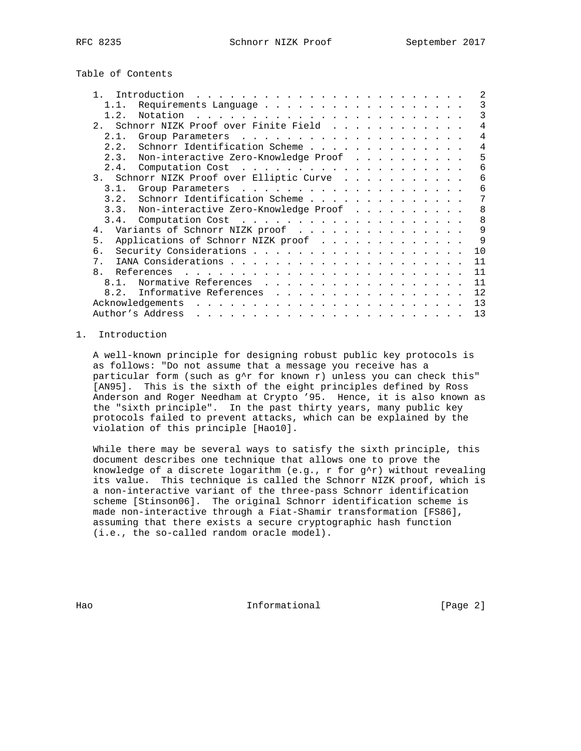Table of Contents

- 1. Introduction . . . 2
  - 1.1. Requirements Language . . . 3
  - 1.2. Notation . . . 3
- 2. Schnorr NIZK Proof over Finite Field . . . 4
  - 2.1. Group Parameters . . . 4
  - 2.2. Schnorr Identification Scheme . . . 4
  - 2.3. Non-interactive Zero-Knowledge Proof . . . 5
  - 2.4. Computation Cost . . . 6
- 3. Schnorr NIZK Proof over Elliptic Curve . . . 6
  - 3.1. Group Parameters . . . 6
  - 3.2. Schnorr Identification Scheme . . . 7
  - 3.3. Non-interactive Zero-Knowledge Proof . . . 8
  - 3.4. Computation Cost . . . 8
- 4. Variants of Schnorr NIZK proof . . . 9
- 5. Applications of Schnorr NIZK proof . . . 9
- 6. Security Considerations . . . 10
- 7. IANA Considerations . . . 11
- 8. References . . . 11
  - 8.1. Normative References . . . 11
  - 8.2. Informative References . . . 12
- Acknowledgements . . . 13
- Author's Address . . . 13

# 1. Introduction

A well-known principle for designing robust public key protocols is as follows: "Do not assume that a message you receive has a particular form (such as g^r for known r) unless you can check this" [AN95]. This is the sixth of the eight principles defined by Ross Anderson and Roger Needham at Crypto '95. Hence, it is also known as the "sixth principle". In the past thirty years, many public key protocols failed to prevent attacks, which can be explained by the violation of this principle [Hao10].

While there may be several ways to satisfy the sixth principle, this document describes one technique that allows one to prove the knowledge of a discrete logarithm (e.g., r for g^r) without revealing its value. This technique is called the Schnorr NIZK proof, which is a non-interactive variant of the three-pass Schnorr identification scheme [Stinson06]. The original Schnorr identification scheme is made non-interactive through a Fiat-Shamir transformation [FS86], assuming that there exists a secure cryptographic hash function (i.e., the so-called random oracle model).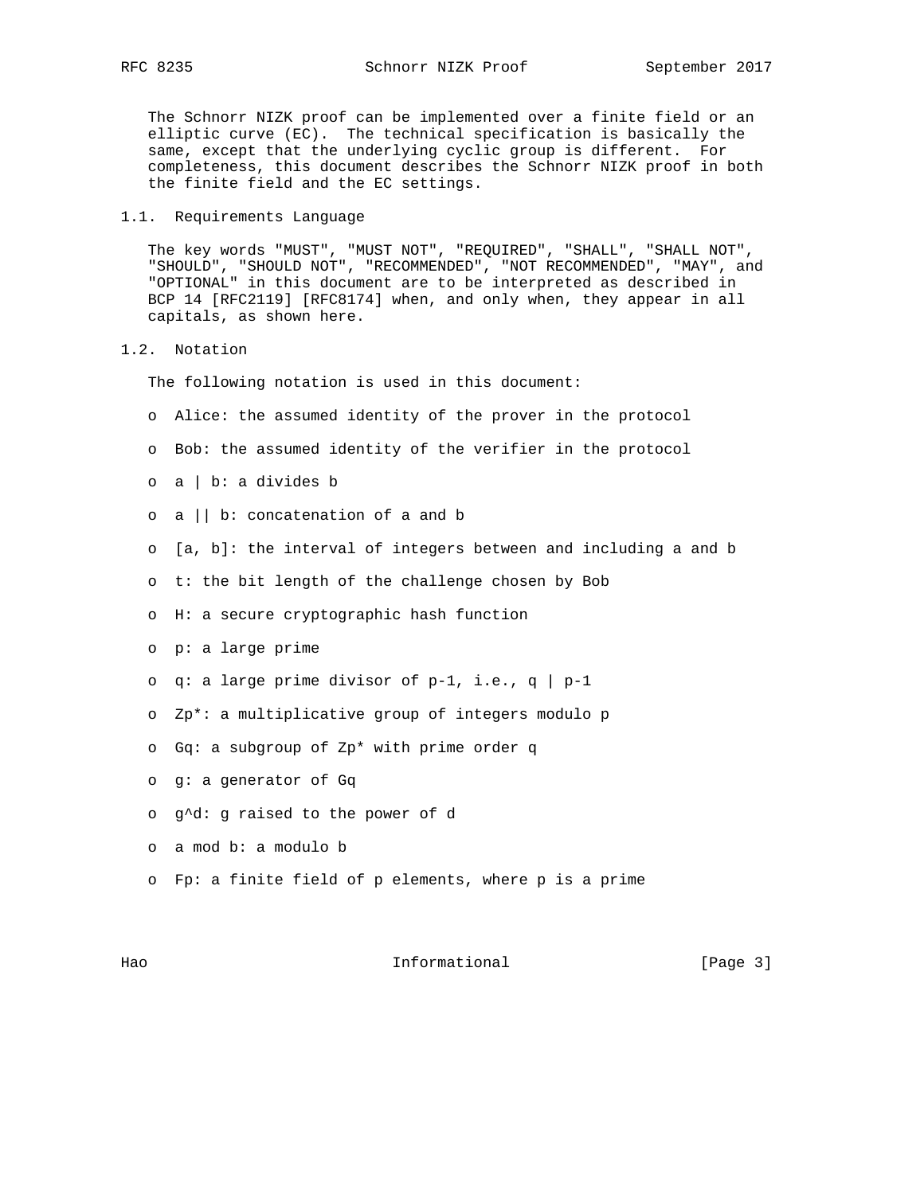The Schnorr NIZK proof can be implemented over a finite field or an elliptic curve (EC). The technical specification is basically the same, except that the underlying cyclic group is different. For completeness, this document describes the Schnorr NIZK proof in both the finite field and the EC settings.

### 1.1. Requirements Language

The key words "MUST", "MUST NOT", "REQUIRED", "SHALL", "SHALL NOT", "SHOULD", "SHOULD NOT", "RECOMMENDED", "NOT RECOMMENDED", "MAY", and "OPTIONAL" in this document are to be interpreted as described in BCP 14 [RFC2119] [RFC8174] when, and only when, they appear in all capitals, as shown here.

### 1.2. Notation

The following notation is used in this document:

- Alice: the assumed identity of the prover in the protocol
- Bob: the assumed identity of the verifier in the protocol
- $a \mid b$: a divides b
- $a \| b$: concatenation of a and b
- $[a, b]$: the interval of integers between and including a and b
- $t$: the bit length of the challenge chosen by Bob
- $H$: a secure cryptographic hash function
- $p$: a large prime
- $q$: a large prime divisor of $p-1$, i.e., $q \mid p-1$
- $Z_p^*$: a multiplicative group of integers modulo p
- $G_q$: a subgroup of $Z_p^*$ with prime order q
- $g$: a generator of $G_q$
- $g^d$: g raised to the power of d
- $a \bmod b$: a modulo b
- $F_p$: a finite field of p elements, where p is a prime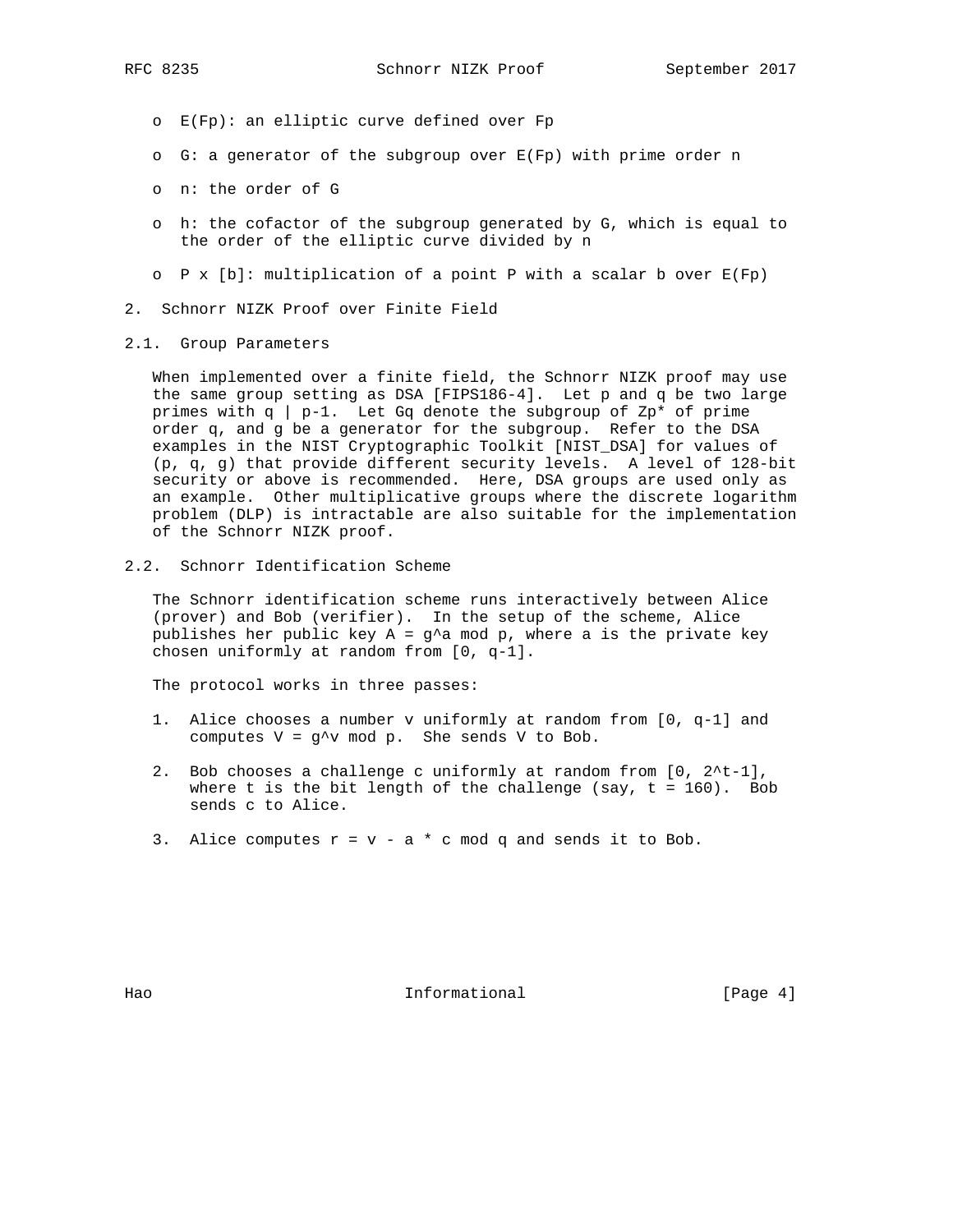- $E(Fp)$: an elliptic curve defined over $Fp$
- $G$: a generator of the subgroup over $E(Fp)$ with prime order $n$
- $n$: the order of $G$
- $h$: the cofactor of the subgroup generated by $G$, which is equal to the order of the elliptic curve divided by $n$
- $P \times [b]$: multiplication of a point $P$ with a scalar $b$ over $E(Fp)$

## 2. Schnorr NIZK Proof over Finite Field

### 2.1. Group Parameters

When implemented over a finite field, the Schnorr NIZK proof may use the same group setting as DSA [FIPS186-4]. Let $p$ and $q$ be two large primes with $q \mid p-1$. Let $Gq$ denote the subgroup of $Zp^*$ of prime order $q$, and $g$ be a generator for the subgroup. Refer to the DSA examples in the NIST Cryptographic Toolkit [NIST_DSA] for values of $(p, q, g)$ that provide different security levels. A level of 128-bit security or above is recommended. Here, DSA groups are used only as an example. Other multiplicative groups where the discrete logarithm problem (DLP) is intractable are also suitable for the implementation of the Schnorr NIZK proof.

### 2.2. Schnorr Identification Scheme

The Schnorr identification scheme runs interactively between Alice (prover) and Bob (verifier). In the setup of the scheme, Alice publishes her public key $A = g^a \bmod p$, where $a$ is the private key chosen uniformly at random from $[0, q-1]$.

The protocol works in three passes:

1. Alice chooses a number $v$ uniformly at random from $[0, q-1]$ and computes $V = g^v \bmod p$. She sends $V$ to Bob.
2. Bob chooses a challenge $c$ uniformly at random from $[0, 2^t-1]$, where $t$ is the bit length of the challenge (say, $t = 160$). Bob sends $c$ to Alice.
3. Alice computes $r = v - a * c \bmod q$ and sends it to Bob.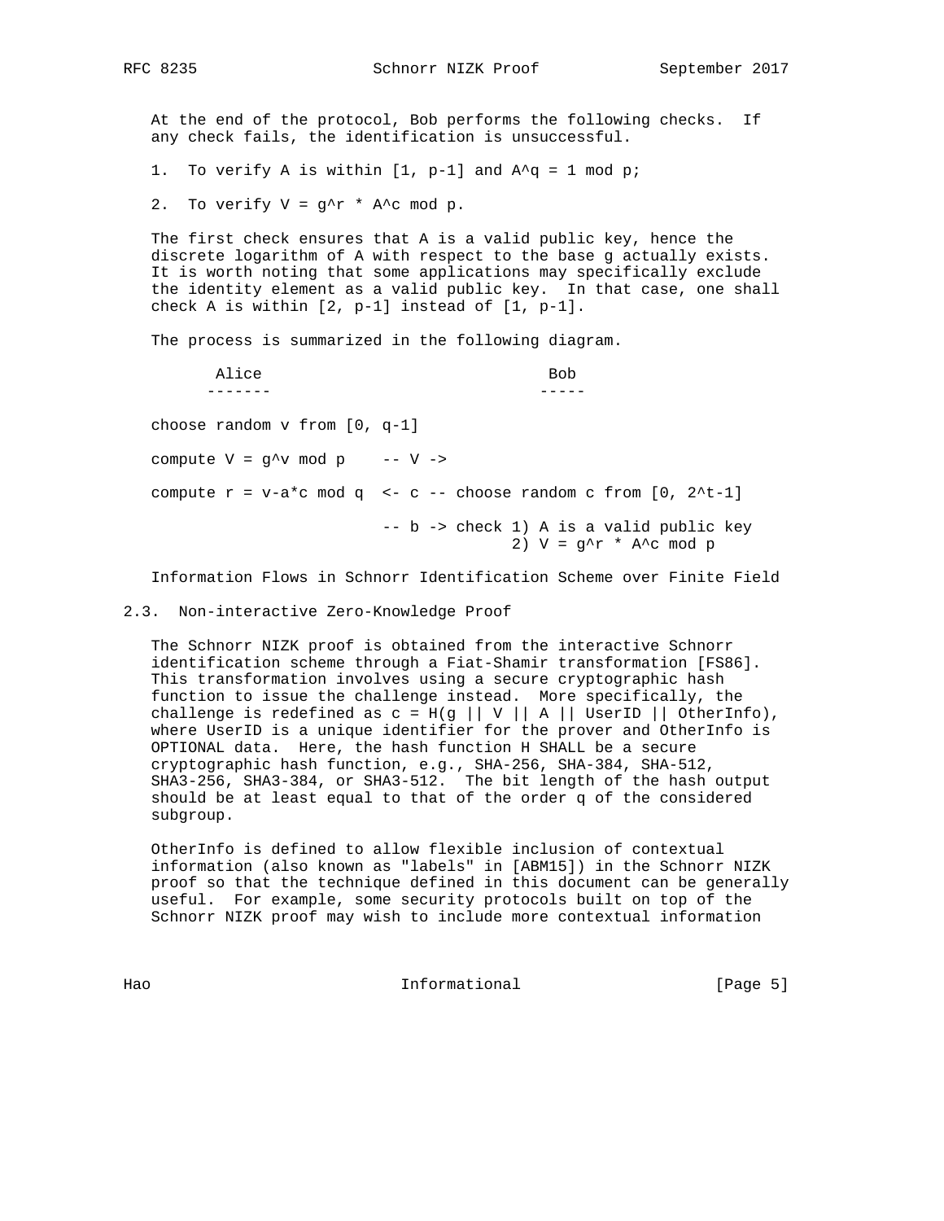At the end of the protocol, Bob performs the following checks. If any check fails, the identification is unsuccessful.

1. To verify A is within $[1, p-1]$ and $A^q = 1 \mod p$;
2. To verify $V = g^r * A^c \mod p$.

The first check ensures that A is a valid public key, hence the discrete logarithm of A with respect to the base g actually exists. It is worth noting that some applications may specifically exclude the identity element as a valid public key. In that case, one shall check A is within $[2, p-1]$ instead of $[1, p-1]$.

The process is summarized in the following diagram.

```
       Alice                            Bob
      -------                          -----

choose random v from [0, q-1]

compute V = g^v mod p    -- V ->

compute r = v-a*c mod q  <- c -- choose random c from [0, 2^t-1]

                         -- b -> check 1) A is a valid public key
                                       2) V = g^r * A^c mod p
```

Information Flows in Schnorr Identification Scheme over Finite Field

## 2.3. Non-interactive Zero-Knowledge Proof

The Schnorr NIZK proof is obtained from the interactive Schnorr identification scheme through a Fiat-Shamir transformation [FS86]. This transformation involves using a secure cryptographic hash function to issue the challenge instead. More specifically, the challenge is redefined as c = H(g || V || A || UserID || OtherInfo), where UserID is a unique identifier for the prover and OtherInfo is OPTIONAL data. Here, the hash function H SHALL be a secure cryptographic hash function, e.g., SHA-256, SHA-384, SHA-512, SHA3-256, SHA3-384, or SHA3-512. The bit length of the hash output should be at least equal to that of the order q of the considered subgroup.

OtherInfo is defined to allow flexible inclusion of contextual information (also known as "labels" in [ABM15]) in the Schnorr NIZK proof so that the technique defined in this document can be generally useful. For example, some security protocols built on top of the Schnorr NIZK proof may wish to include more contextual information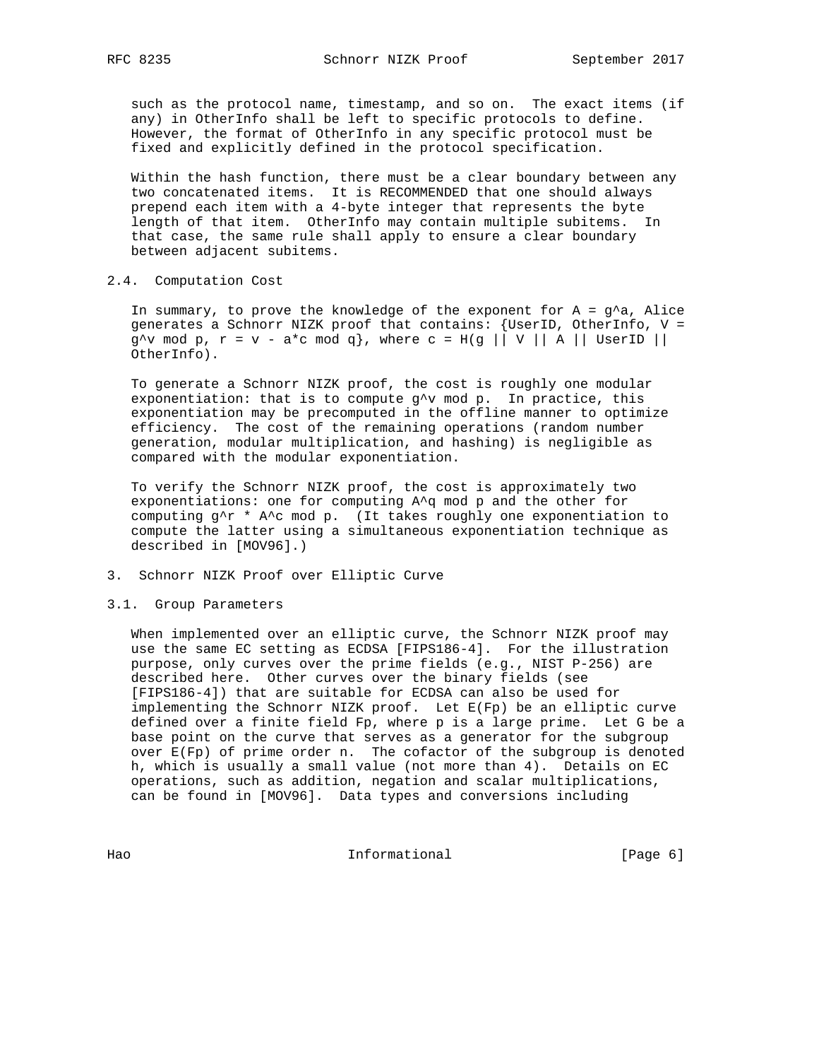such as the protocol name, timestamp, and so on. The exact items (if any) in OtherInfo shall be left to specific protocols to define. However, the format of OtherInfo in any specific protocol must be fixed and explicitly defined in the protocol specification.

Within the hash function, there must be a clear boundary between any two concatenated items. It is RECOMMENDED that one should always prepend each item with a 4-byte integer that represents the byte length of that item. OtherInfo may contain multiple subitems. In that case, the same rule shall apply to ensure a clear boundary between adjacent subitems.

### 2.4. Computation Cost

In summary, to prove the knowledge of the exponent for $A = g^a$, Alice generates a Schnorr NIZK proof that contains: {UserID, OtherInfo, $V = g^v \bmod p$, $r = v - a*c \bmod q$}, where $c = H(g \| V \| A \| \text{UserID} \| \text{OtherInfo})$.

To generate a Schnorr NIZK proof, the cost is roughly one modular exponentiation: that is to compute $g^v \bmod p$. In practice, this exponentiation may be precomputed in the offline manner to optimize efficiency. The cost of the remaining operations (random number generation, modular multiplication, and hashing) is negligible as compared with the modular exponentiation.

To verify the Schnorr NIZK proof, the cost is approximately two exponentiations: one for computing $A^q \bmod p$ and the other for computing $g^r * A^c \bmod p$. (It takes roughly one exponentiation to compute the latter using a simultaneous exponentiation technique as described in [MOV96].)

## 3. Schnorr NIZK Proof over Elliptic Curve

### 3.1. Group Parameters

When implemented over an elliptic curve, the Schnorr NIZK proof may use the same EC setting as ECDSA [FIPS186-4]. For the illustration purpose, only curves over the prime fields (e.g., NIST P-256) are described here. Other curves over the binary fields (see [FIPS186-4]) that are suitable for ECDSA can also be used for implementing the Schnorr NIZK proof. Let E(Fp) be an elliptic curve defined over a finite field Fp, where p is a large prime. Let G be a base point on the curve that serves as a generator for the subgroup over E(Fp) of prime order n. The cofactor of the subgroup is denoted h, which is usually a small value (not more than 4). Details on EC operations, such as addition, negation and scalar multiplications, can be found in [MOV96]. Data types and conversions including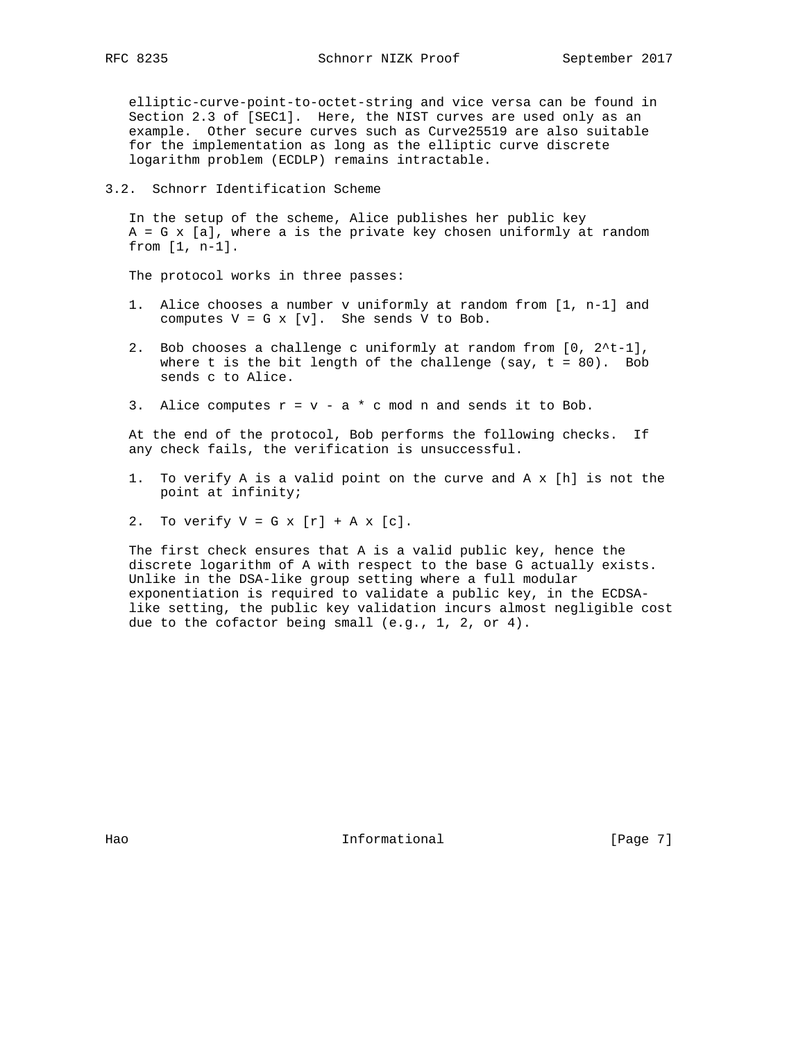elliptic-curve-point-to-octet-string and vice versa can be found in Section 2.3 of [SEC1]. Here, the NIST curves are used only as an example. Other secure curves such as Curve25519 are also suitable for the implementation as long as the elliptic curve discrete logarithm problem (ECDLP) remains intractable.

## 3.2. Schnorr Identification Scheme

In the setup of the scheme, Alice publishes her public key $A = G \times [a]$, where a is the private key chosen uniformly at random from $[1, n-1]$.

The protocol works in three passes:

1. Alice chooses a number v uniformly at random from $[1, n-1]$ and computes $V = G \times [v]$. She sends V to Bob.
2. Bob chooses a challenge c uniformly at random from $[0, 2^t-1]$, where t is the bit length of the challenge (say, $t = 80$). Bob sends c to Alice.
3. Alice computes $r = v - a * c \bmod n$ and sends it to Bob.

At the end of the protocol, Bob performs the following checks. If any check fails, the verification is unsuccessful.

1. To verify A is a valid point on the curve and $A \times [h]$ is not the point at infinity;
2. To verify $V = G \times [r] + A \times [c]$.

The first check ensures that A is a valid public key, hence the discrete logarithm of A with respect to the base G actually exists. Unlike in the DSA-like group setting where a full modular exponentiation is required to validate a public key, in the ECDSA-like setting, the public key validation incurs almost negligible cost due to the cofactor being small (e.g., 1, 2, or 4).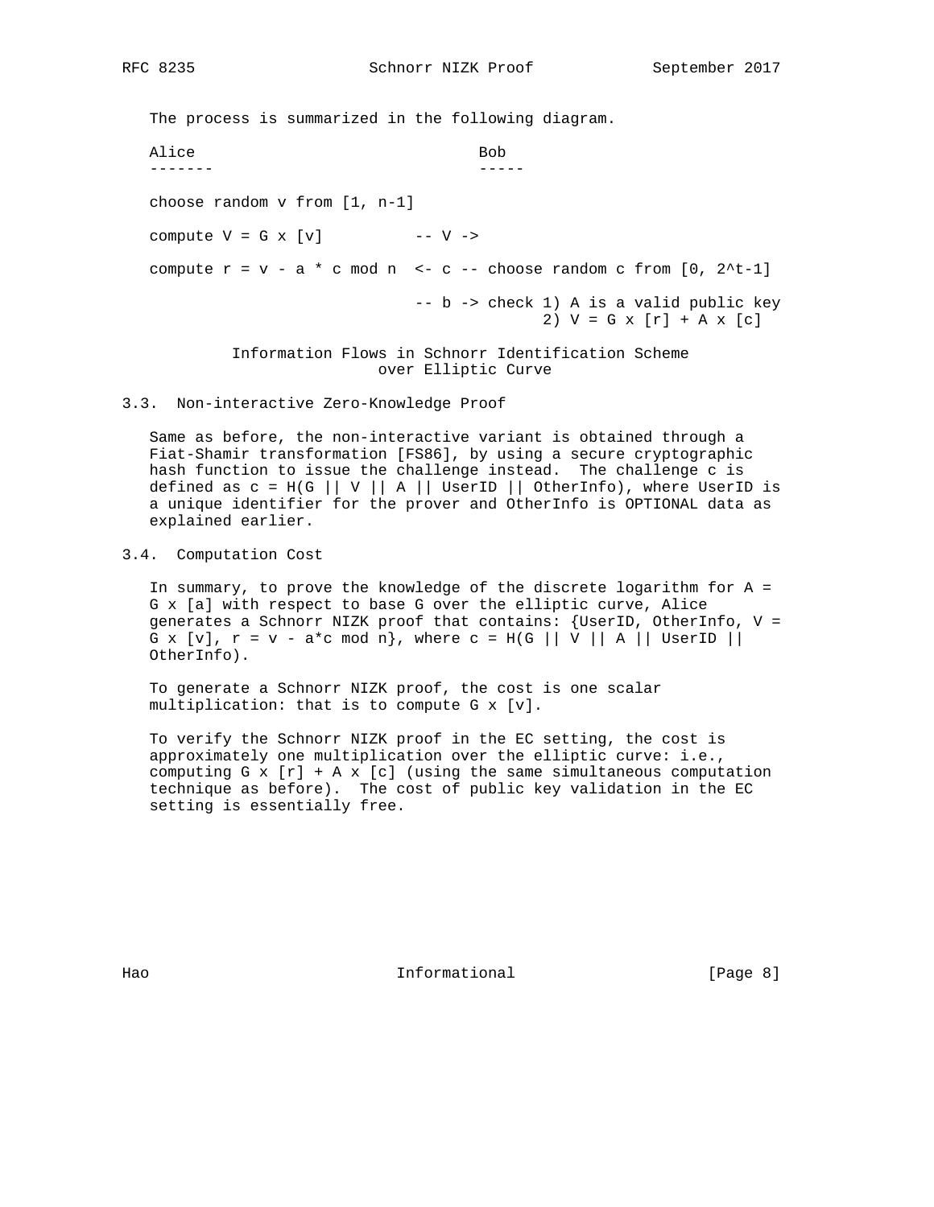The process is summarized in the following diagram.

```
Alice                               Bob
-------                             -----

choose random v from [1, n-1]

compute V = G x [v]          -- V ->

compute r = v - a * c mod n  <- c -- choose random c from [0, 2^t-1]

                             -- b -> check 1) A is a valid public key
                                           2) V = G x [r] + A x [c]
```

Information Flows in Schnorr Identification Scheme over Elliptic Curve

## 3.3. Non-interactive Zero-Knowledge Proof

Same as before, the non-interactive variant is obtained through a Fiat-Shamir transformation [FS86], by using a secure cryptographic hash function to issue the challenge instead. The challenge c is defined as c = H(G || V || A || UserID || OtherInfo), where UserID is a unique identifier for the prover and OtherInfo is OPTIONAL data as explained earlier.

## 3.4. Computation Cost

In summary, to prove the knowledge of the discrete logarithm for A = G x [a] with respect to base G over the elliptic curve, Alice generates a Schnorr NIZK proof that contains: {UserID, OtherInfo, V = G x [v], r = v - a*c mod n}, where c = H(G || V || A || UserID || OtherInfo).

To generate a Schnorr NIZK proof, the cost is one scalar multiplication: that is to compute G x [v].

To verify the Schnorr NIZK proof in the EC setting, the cost is approximately one multiplication over the elliptic curve: i.e., computing G x [r] + A x [c] (using the same simultaneous computation technique as before). The cost of public key validation in the EC setting is essentially free.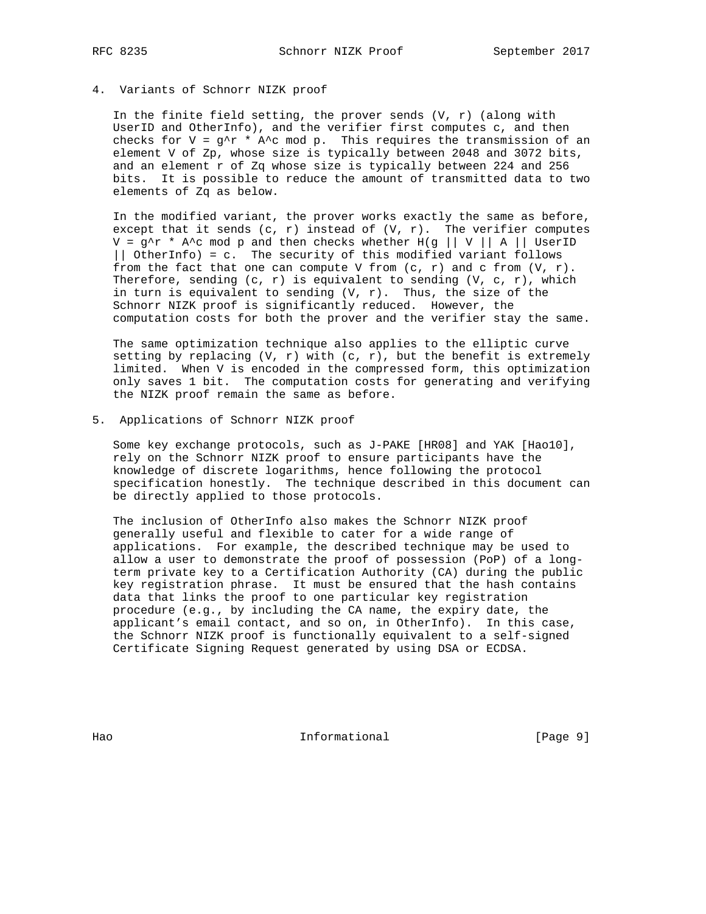## 4. Variants of Schnorr NIZK proof

In the finite field setting, the prover sends (V, r) (along with UserID and OtherInfo), and the verifier first computes c, and then checks for $V = g^r * A^c \mod p$. This requires the transmission of an element V of Zp, whose size is typically between 2048 and 3072 bits, and an element r of Zq whose size is typically between 224 and 256 bits. It is possible to reduce the amount of transmitted data to two elements of Zq as below.

In the modified variant, the prover works exactly the same as before, except that it sends (c, r) instead of (V, r). The verifier computes $V = g^r * A^c \mod p$ and then checks whether H(g || V || A || UserID || OtherInfo) = c. The security of this modified variant follows from the fact that one can compute V from (c, r) and c from (V, r). Therefore, sending (c, r) is equivalent to sending (V, c, r), which in turn is equivalent to sending (V, r). Thus, the size of the Schnorr NIZK proof is significantly reduced. However, the computation costs for both the prover and the verifier stay the same.

The same optimization technique also applies to the elliptic curve setting by replacing (V, r) with (c, r), but the benefit is extremely limited. When V is encoded in the compressed form, this optimization only saves 1 bit. The computation costs for generating and verifying the NIZK proof remain the same as before.

## 5. Applications of Schnorr NIZK proof

Some key exchange protocols, such as J-PAKE [HR08] and YAK [Hao10], rely on the Schnorr NIZK proof to ensure participants have the knowledge of discrete logarithms, hence following the protocol specification honestly. The technique described in this document can be directly applied to those protocols.

The inclusion of OtherInfo also makes the Schnorr NIZK proof generally useful and flexible to cater for a wide range of applications. For example, the described technique may be used to allow a user to demonstrate the proof of possession (PoP) of a long-term private key to a Certification Authority (CA) during the public key registration phrase. It must be ensured that the hash contains data that links the proof to one particular key registration procedure (e.g., by including the CA name, the expiry date, the applicant's email contact, and so on, in OtherInfo). In this case, the Schnorr NIZK proof is functionally equivalent to a self-signed Certificate Signing Request generated by using DSA or ECDSA.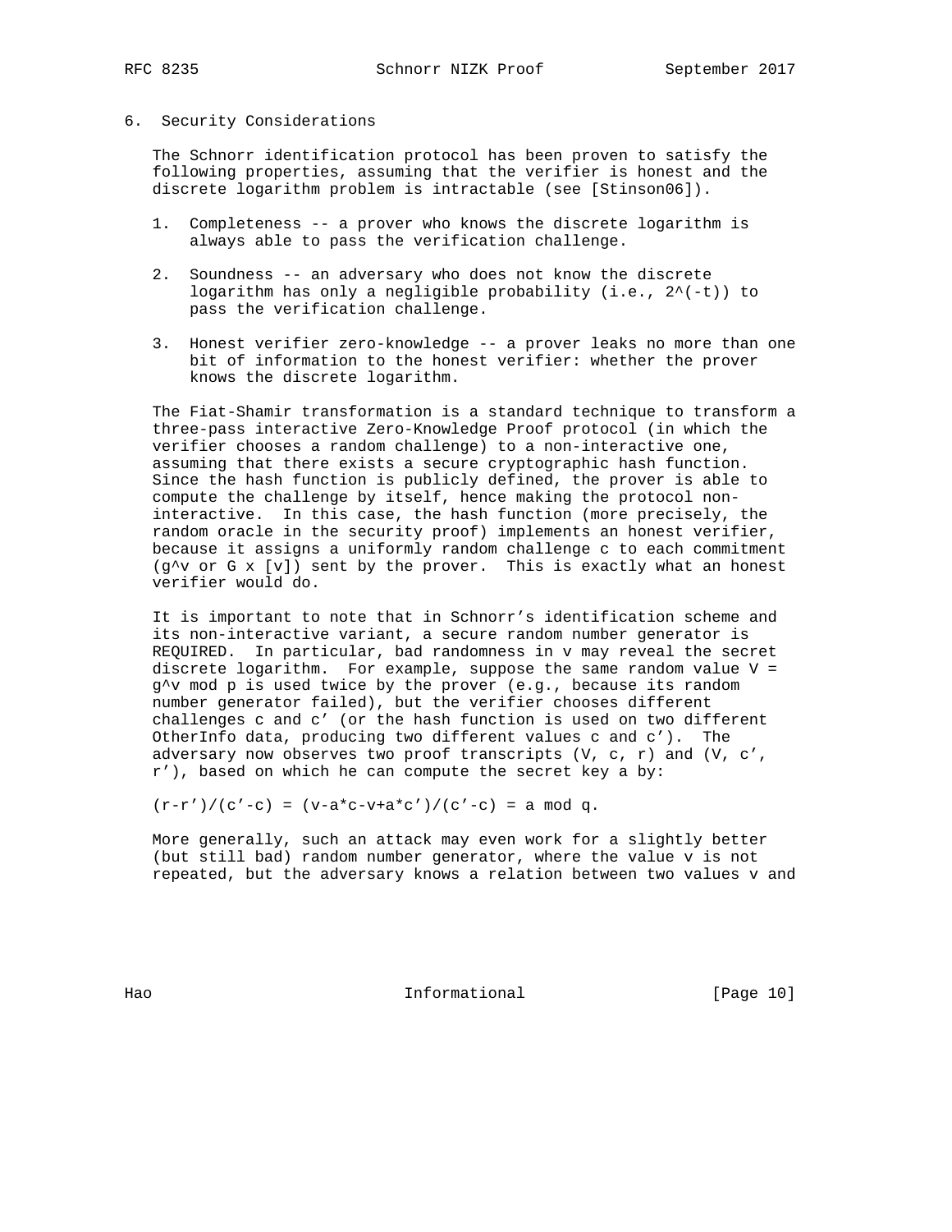## 6. Security Considerations

The Schnorr identification protocol has been proven to satisfy the following properties, assuming that the verifier is honest and the discrete logarithm problem is intractable (see [Stinson06]).

1. Completeness -- a prover who knows the discrete logarithm is always able to pass the verification challenge.

2. Soundness -- an adversary who does not know the discrete logarithm has only a negligible probability (i.e., $2^{(-t)}$) to pass the verification challenge.

3. Honest verifier zero-knowledge -- a prover leaks no more than one bit of information to the honest verifier: whether the prover knows the discrete logarithm.

The Fiat-Shamir transformation is a standard technique to transform a three-pass interactive Zero-Knowledge Proof protocol (in which the verifier chooses a random challenge) to a non-interactive one, assuming that there exists a secure cryptographic hash function. Since the hash function is publicly defined, the prover is able to compute the challenge by itself, hence making the protocol non-interactive. In this case, the hash function (more precisely, the random oracle in the security proof) implements an honest verifier, because it assigns a uniformly random challenge c to each commitment ($g^v$ or G x [v]) sent by the prover. This is exactly what an honest verifier would do.

It is important to note that in Schnorr's identification scheme and its non-interactive variant, a secure random number generator is REQUIRED. In particular, bad randomness in v may reveal the secret discrete logarithm. For example, suppose the same random value $V = g^v \bmod p$ is used twice by the prover (e.g., because its random number generator failed), but the verifier chooses different challenges c and c' (or the hash function is used on two different OtherInfo data, producing two different values c and c'). The adversary now observes two proof transcripts (V, c, r) and (V, c', r'), based on which he can compute the secret key a by:

$$(r-r')/(c'-c) = (v-a*c-v+a*c')/(c'-c) = a \bmod q.$$

More generally, such an attack may even work for a slightly better (but still bad) random number generator, where the value v is not repeated, but the adversary knows a relation between two values v and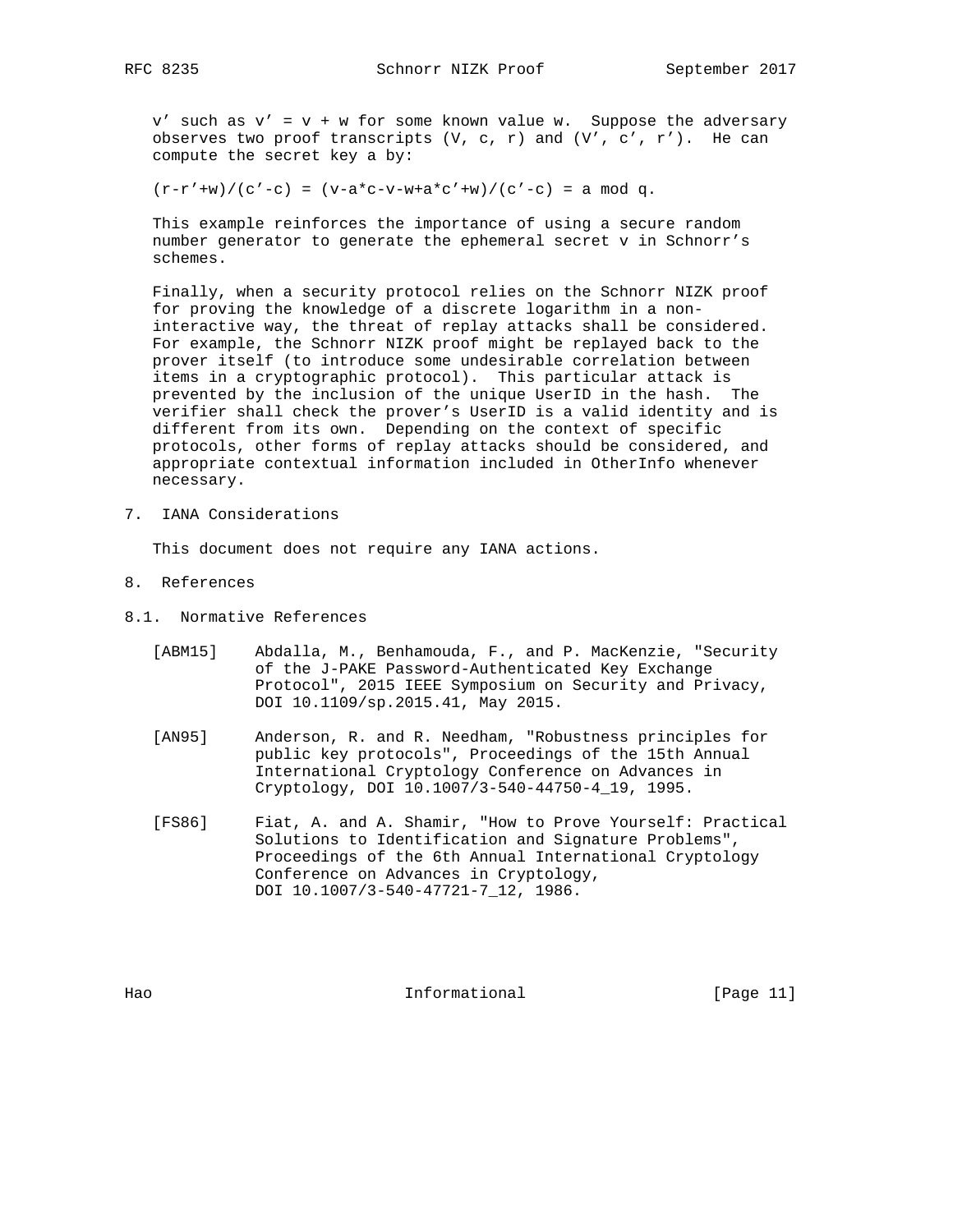$v'$ such as $v' = v + w$ for some known value $w$. Suppose the adversary observes two proof transcripts $(V, c, r)$ and $(V', c', r')$. He can compute the secret key $a$ by:

$$(r-r'+w)/(c'-c) = (v-a*c-v-w+a*c'+w)/(c'-c) = a \bmod q.$$

This example reinforces the importance of using a secure random number generator to generate the ephemeral secret $v$ in Schnorr's schemes.

Finally, when a security protocol relies on the Schnorr NIZK proof for proving the knowledge of a discrete logarithm in a non-interactive way, the threat of replay attacks shall be considered. For example, the Schnorr NIZK proof might be replayed back to the prover itself (to introduce some undesirable correlation between items in a cryptographic protocol). This particular attack is prevented by the inclusion of the unique UserID in the hash. The verifier shall check the prover's UserID is a valid identity and is different from its own. Depending on the context of specific protocols, other forms of replay attacks should be considered, and appropriate contextual information included in OtherInfo whenever necessary.

## 7. IANA Considerations

This document does not require any IANA actions.

## 8. References

### 8.1. Normative References

[ABM15] Abdalla, M., Benhamouda, F., and P. MacKenzie, "Security of the J-PAKE Password-Authenticated Key Exchange Protocol", 2015 IEEE Symposium on Security and Privacy, DOI 10.1109/sp.2015.41, May 2015.

[AN95] Anderson, R. and R. Needham, "Robustness principles for public key protocols", Proceedings of the 15th Annual International Cryptology Conference on Advances in Cryptology, DOI 10.1007/3-540-44750-4_19, 1995.

[FS86] Fiat, A. and A. Shamir, "How to Prove Yourself: Practical Solutions to Identification and Signature Problems", Proceedings of the 6th Annual International Cryptology Conference on Advances in Cryptology, DOI 10.1007/3-540-47721-7_12, 1986.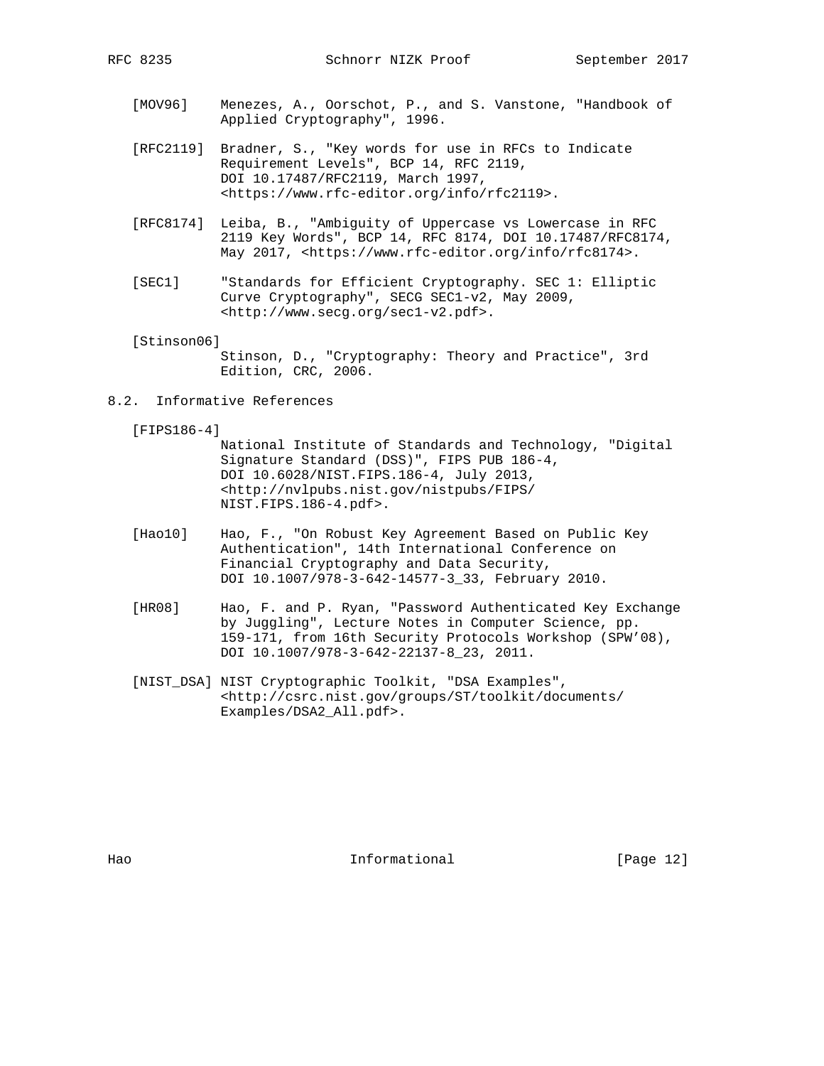[MOV96] Menezes, A., Oorschot, P., and S. Vanstone, "Handbook of Applied Cryptography", 1996.

[RFC2119] Bradner, S., "Key words for use in RFCs to Indicate Requirement Levels", BCP 14, RFC 2119, DOI 10.17487/RFC2119, March 1997, <https://www.rfc-editor.org/info/rfc2119>.

[RFC8174] Leiba, B., "Ambiguity of Uppercase vs Lowercase in RFC 2119 Key Words", BCP 14, RFC 8174, DOI 10.17487/RFC8174, May 2017, <https://www.rfc-editor.org/info/rfc8174>.

[SEC1] "Standards for Efficient Cryptography. SEC 1: Elliptic Curve Cryptography", SECG SEC1-v2, May 2009, <http://www.secg.org/sec1-v2.pdf>.

[Stinson06] Stinson, D., "Cryptography: Theory and Practice", 3rd Edition, CRC, 2006.

## 8.2. Informative References

[FIPS186-4] National Institute of Standards and Technology, "Digital Signature Standard (DSS)", FIPS PUB 186-4, DOI 10.6028/NIST.FIPS.186-4, July 2013, <http://nvlpubs.nist.gov/nistpubs/FIPS/NIST.FIPS.186-4.pdf>.

[Hao10] Hao, F., "On Robust Key Agreement Based on Public Key Authentication", 14th International Conference on Financial Cryptography and Data Security, DOI 10.1007/978-3-642-14577-3_33, February 2010.

[HR08] Hao, F. and P. Ryan, "Password Authenticated Key Exchange by Juggling", Lecture Notes in Computer Science, pp. 159-171, from 16th Security Protocols Workshop (SPW'08), DOI 10.1007/978-3-642-22137-8_23, 2011.

[NIST_DSA] NIST Cryptographic Toolkit, "DSA Examples", <http://csrc.nist.gov/groups/ST/toolkit/documents/Examples/DSA2_All.pdf>.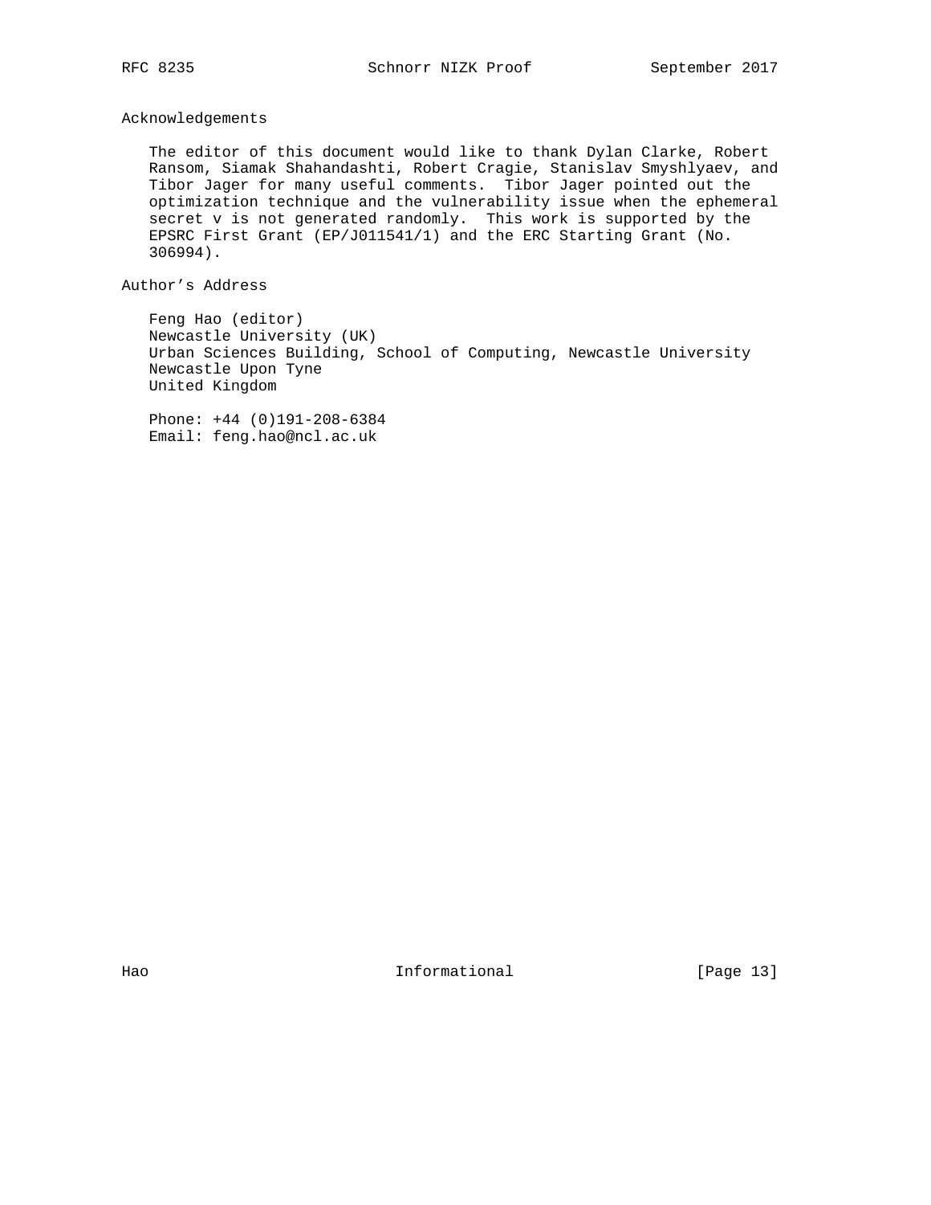## Acknowledgements

The editor of this document would like to thank Dylan Clarke, Robert Ransom, Siamak Shahandashti, Robert Cragie, Stanislav Smyshlyaev, and Tibor Jager for many useful comments. Tibor Jager pointed out the optimization technique and the vulnerability issue when the ephemeral secret v is not generated randomly. This work is supported by the EPSRC First Grant (EP/J011541/1) and the ERC Starting Grant (No. 306994).

## Author's Address

Feng Hao (editor)
Newcastle University (UK)
Urban Sciences Building, School of Computing, Newcastle University
Newcastle Upon Tyne
United Kingdom

Phone: +44 (0)191-208-6384
Email: feng.hao@ncl.ac.uk